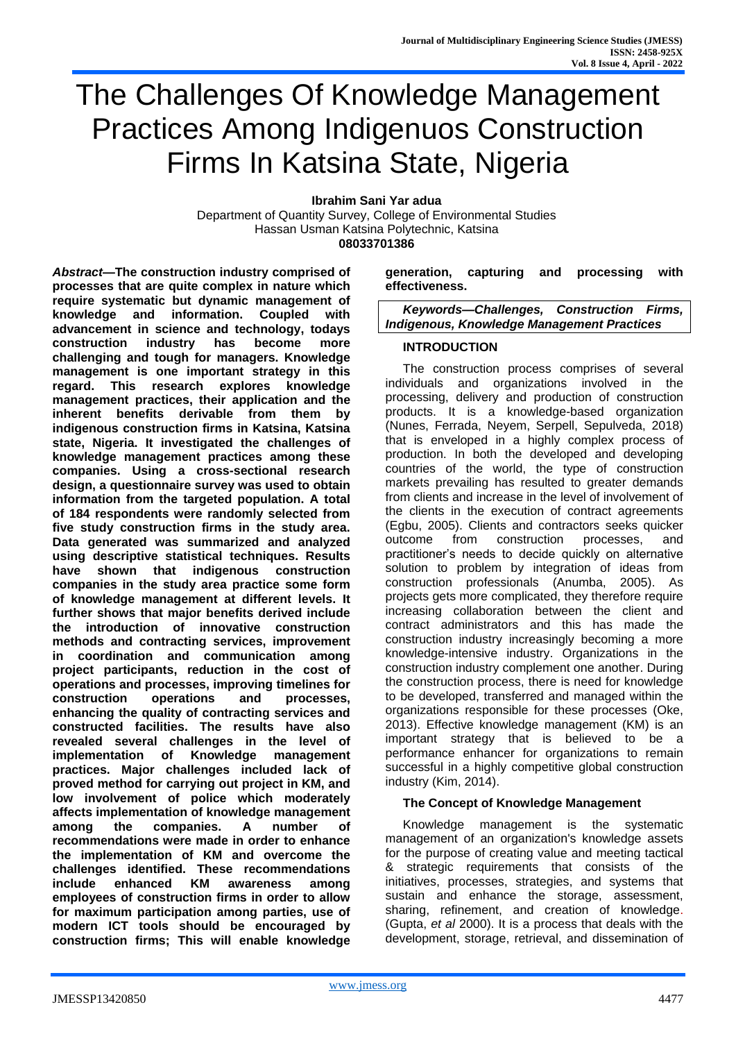# The Challenges Of Knowledge Management Practices Among Indigenuos Construction Firms In Katsina State, Nigeria

**Ibrahim Sani Yar adua**
Department of Quantity Survey, College of Environmental Studies
Hassan Usman Katsina Polytechnic, Katsina
**08033701386**

***Abstract*—The construction industry comprised of processes that are quite complex in nature which require systematic but dynamic management of knowledge and information. Coupled with advancement in science and technology, todays construction industry has become more challenging and tough for managers. Knowledge management is one important strategy in this regard. This research explores knowledge management practices, their application and the inherent benefits derivable from them by indigenous construction firms in Katsina, Katsina state, Nigeria. It investigated the challenges of knowledge management practices among these companies. Using a cross-sectional research design, a questionnaire survey was used to obtain information from the targeted population. A total of 184 respondents were randomly selected from five study construction firms in the study area. Data generated was summarized and analyzed using descriptive statistical techniques. Results have shown that indigenous construction companies in the study area practice some form of knowledge management at different levels. It further shows that major benefits derived include the introduction of innovative construction methods and contracting services, improvement in coordination and communication among project participants, reduction in the cost of operations and processes, improving timelines for construction operations and processes, enhancing the quality of contracting services and constructed facilities. The results have also revealed several challenges in the level of implementation of Knowledge management practices. Major challenges included lack of proved method for carrying out project in KM, and low involvement of police which moderately affects implementation of knowledge management among the companies. A number of recommendations were made in order to enhance the implementation of KM and overcome the challenges identified. These recommendations include enhanced KM awareness among employees of construction firms in order to allow for maximum participation among parties, use of modern ICT tools should be encouraged by construction firms; This will enable knowledge generation, capturing and processing with effectiveness.**

***Keywords—Challenges, Construction Firms, Indigenous, Knowledge Management Practices***

## INTRODUCTION

The construction process comprises of several individuals and organizations involved in the processing, delivery and production of construction products. It is a knowledge-based organization (Nunes, Ferrada, Neyem, Serpell, Sepulveda, 2018) that is enveloped in a highly complex process of production. In both the developed and developing countries of the world, the type of construction markets prevailing has resulted to greater demands from clients and increase in the level of involvement of the clients in the execution of contract agreements (Egbu, 2005). Clients and contractors seeks quicker outcome from construction processes, and practitioner's needs to decide quickly on alternative solution to problem by integration of ideas from construction professionals (Anumba, 2005). As projects gets more complicated, they therefore require increasing collaboration between the client and contract administrators and this has made the construction industry increasingly becoming a more knowledge-intensive industry. Organizations in the construction industry complement one another. During the construction process, there is need for knowledge to be developed, transferred and managed within the organizations responsible for these processes (Oke, 2013). Effective knowledge management (KM) is an important strategy that is believed to be a performance enhancer for organizations to remain successful in a highly competitive global construction industry (Kim, 2014).

### The Concept of Knowledge Management

Knowledge management is the systematic management of an organization's knowledge assets for the purpose of creating value and meeting tactical & strategic requirements that consists of the initiatives, processes, strategies, and systems that sustain and enhance the storage, assessment, sharing, refinement, and creation of knowledge. (Gupta, *et al* 2000). It is a process that deals with the development, storage, retrieval, and dissemination of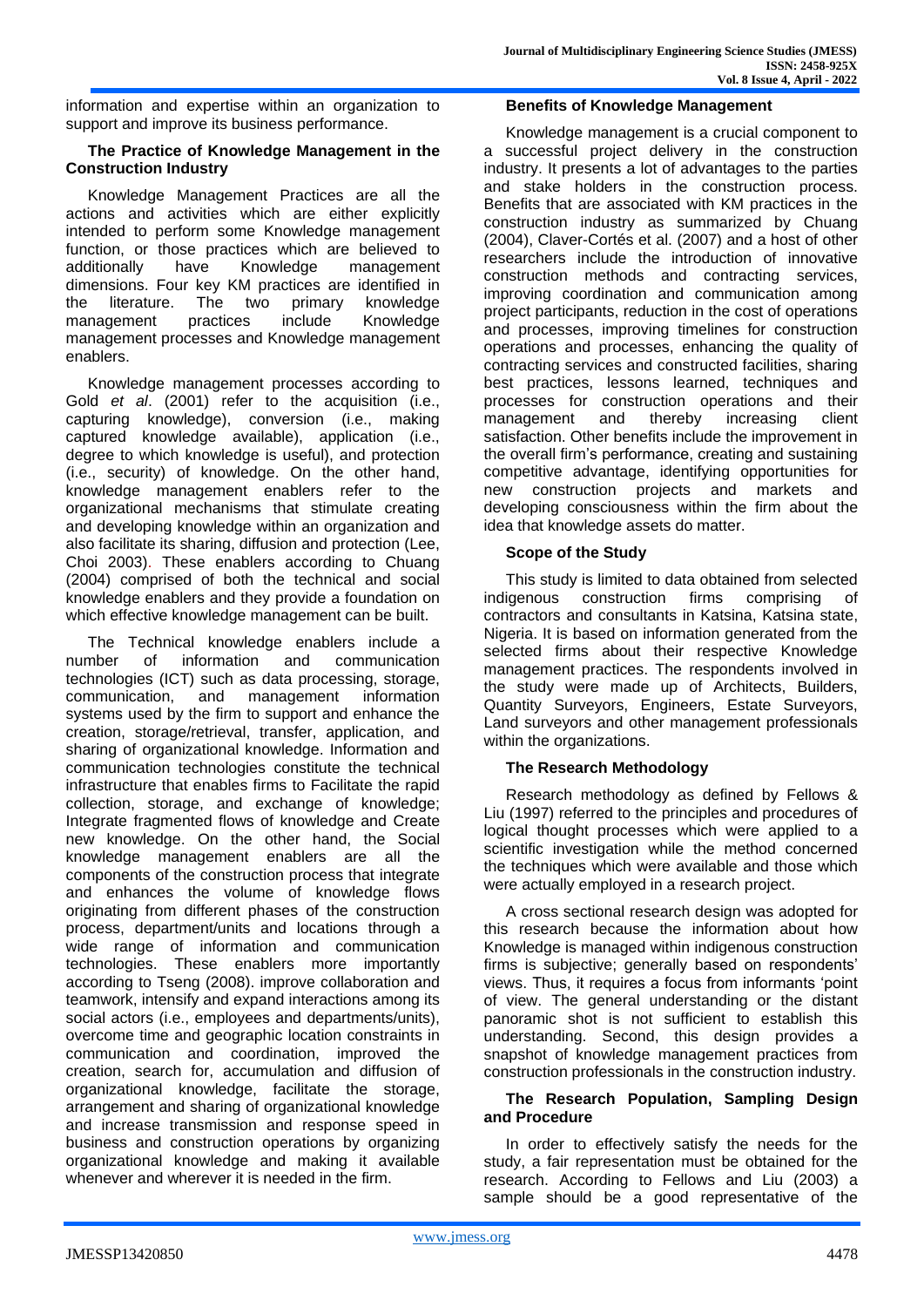information and expertise within an organization to support and improve its business performance.

### The Practice of Knowledge Management in the Construction Industry

Knowledge Management Practices are all the actions and activities which are either explicitly intended to perform some Knowledge management function, or those practices which are believed to additionally have Knowledge management dimensions. Four key KM practices are identified in the literature. The two primary knowledge management practices include Knowledge management processes and Knowledge management enablers.

Knowledge management processes according to Gold *et al*. (2001) refer to the acquisition (i.e., capturing knowledge), conversion (i.e., making captured knowledge available), application (i.e., degree to which knowledge is useful), and protection (i.e., security) of knowledge. On the other hand, knowledge management enablers refer to the organizational mechanisms that stimulate creating and developing knowledge within an organization and also facilitate its sharing, diffusion and protection (Lee, Choi 2003). These enablers according to Chuang (2004) comprised of both the technical and social knowledge enablers and they provide a foundation on which effective knowledge management can be built.

The Technical knowledge enablers include a number of information and communication technologies (ICT) such as data processing, storage, communication, and management information systems used by the firm to support and enhance the creation, storage/retrieval, transfer, application, and sharing of organizational knowledge. Information and communication technologies constitute the technical infrastructure that enables firms to Facilitate the rapid collection, storage, and exchange of knowledge; Integrate fragmented flows of knowledge and Create new knowledge. On the other hand, the Social knowledge management enablers are all the components of the construction process that integrate and enhances the volume of knowledge flows originating from different phases of the construction process, department/units and locations through a wide range of information and communication technologies. These enablers more importantly according to Tseng (2008). improve collaboration and teamwork, intensify and expand interactions among its social actors (i.e., employees and departments/units), overcome time and geographic location constraints in communication and coordination, improved the creation, search for, accumulation and diffusion of organizational knowledge, facilitate the storage, arrangement and sharing of organizational knowledge and increase transmission and response speed in business and construction operations by organizing organizational knowledge and making it available whenever and wherever it is needed in the firm.

### Benefits of Knowledge Management

Knowledge management is a crucial component to a successful project delivery in the construction industry. It presents a lot of advantages to the parties and stake holders in the construction process. Benefits that are associated with KM practices in the construction industry as summarized by Chuang (2004), Claver-Cortés et al. (2007) and a host of other researchers include the introduction of innovative construction methods and contracting services, improving coordination and communication among project participants, reduction in the cost of operations and processes, improving timelines for construction operations and processes, enhancing the quality of contracting services and constructed facilities, sharing best practices, lessons learned, techniques and processes for construction operations and their management and thereby increasing client satisfaction. Other benefits include the improvement in the overall firm's performance, creating and sustaining competitive advantage, identifying opportunities for new construction projects and markets and developing consciousness within the firm about the idea that knowledge assets do matter.

### Scope of the Study

This study is limited to data obtained from selected indigenous construction firms comprising of contractors and consultants in Katsina, Katsina state, Nigeria. It is based on information generated from the selected firms about their respective Knowledge management practices. The respondents involved in the study were made up of Architects, Builders, Quantity Surveyors, Engineers, Estate Surveyors, Land surveyors and other management professionals within the organizations.

### The Research Methodology

Research methodology as defined by Fellows & Liu (1997) referred to the principles and procedures of logical thought processes which were applied to a scientific investigation while the method concerned the techniques which were available and those which were actually employed in a research project.

A cross sectional research design was adopted for this research because the information about how Knowledge is managed within indigenous construction firms is subjective; generally based on respondents' views. Thus, it requires a focus from informants 'point of view. The general understanding or the distant panoramic shot is not sufficient to establish this understanding. Second, this design provides a snapshot of knowledge management practices from construction professionals in the construction industry.

### The Research Population, Sampling Design and Procedure

In order to effectively satisfy the needs for the study, a fair representation must be obtained for the research. According to Fellows and Liu (2003) a sample should be a good representative of the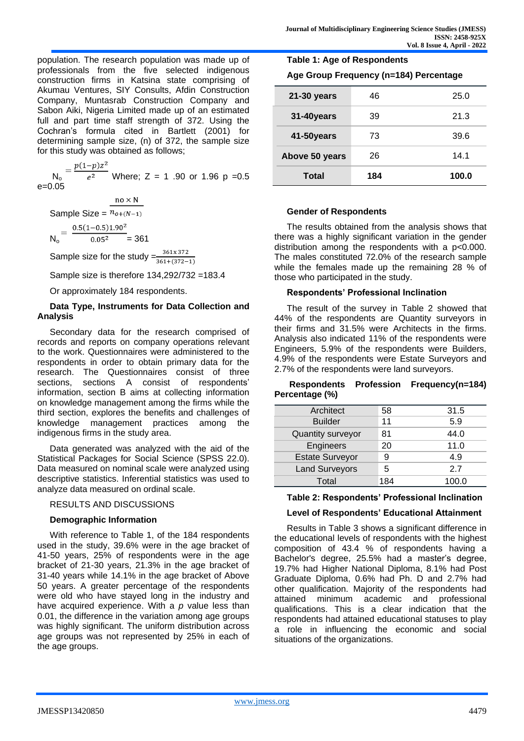population. The research population was made up of professionals from the five selected indigenous construction firms in Katsina state comprising of Akumau Ventures, SIY Consults, Afdin Construction Company, Muntasrab Construction Company and Sabon Aiki, Nigeria Limited made up of an estimated full and part time staff strength of 372. Using the Cochran's formula cited in Bartlett (2001) for determining sample size, (n) of 372, the sample size for this study was obtained as follows;

$$N_o = \frac{p(1-p)z^2}{e^2}$$ Where; Z = 1 .90 or 1.96 p =0.5 e=0.05

$$\text{Sample Size} = \frac{no \times N}{n_{o+(N-1)}}$$

$$N_o = \frac{0.5(1-0.5)1.90^2}{0.05^2} = 361$$

$$\text{Sample size for the study} = \frac{361 \times 372}{361+(372-1)}$$

Sample size is therefore 134,292/732 =183.4

Or approximately 184 respondents.

**Data Type, Instruments for Data Collection and Analysis**

Secondary data for the research comprised of records and reports on company operations relevant to the work. Questionnaires were administered to the respondents in order to obtain primary data for the research. The Questionnaires consist of three sections, sections A consist of respondents' information, section B aims at collecting information on knowledge management among the firms while the third section, explores the benefits and challenges of knowledge management practices among the indigenous firms in the study area.

Data generated was analyzed with the aid of the Statistical Packages for Social Science (SPSS 22.0). Data measured on nominal scale were analyzed using descriptive statistics. Inferential statistics was used to analyze data measured on ordinal scale.

RESULTS AND DISCUSSIONS

**Demographic Information**

With reference to Table 1, of the 184 respondents used in the study, 39.6% were in the age bracket of 41-50 years, 25% of respondents were in the age bracket of 21-30 years, 21.3% in the age bracket of 31-40 years while 14.1% in the age bracket of Above 50 years. A greater percentage of the respondents were old who have stayed long in the industry and have acquired experience. With a *p* value less than 0.01, the difference in the variation among age groups was highly significant. The uniform distribution across age groups was not represented by 25% in each of the age groups.

**Table 1: Age of Respondents**

| Age Group | Frequency (n=184) | Percentage |
|---|---|---|
| **21-30 years** | 46 | 25.0 |
| **31-40years** | 39 | 21.3 |
| **41-50years** | 73 | 39.6 |
| **Above 50 years** | 26 | 14.1 |
| **Total** | **184** | **100.0** |

**Gender of Respondents**

The results obtained from the analysis shows that there was a highly significant variation in the gender distribution among the respondents with a $p<0.000$. The males constituted 72.0% of the research sample while the females made up the remaining 28 % of those who participated in the study.

**Respondents' Professional Inclination**

The result of the survey in Table 2 showed that 44% of the respondents are Quantity surveyors in their firms and 31.5% were Architects in the firms. Analysis also indicated 11% of the respondents were Engineers, 5.9% of the respondents were Builders, 4.9% of the respondents were Estate Surveyors and 2.7% of the respondents were land surveyors.

| Respondents Profession | Frequency(n=184) | Percentage (%) |
|---|---|---|
| Architect | 58 | 31.5 |
| Builder | 11 | 5.9 |
| Quantity surveyor | 81 | 44.0 |
| Engineers | 20 | 11.0 |
| Estate Surveyor | 9 | 4.9 |
| Land Surveyors | 5 | 2.7 |
| Total | 184 | 100.0 |

**Table 2: Respondents' Professional Inclination**

**Level of Respondents' Educational Attainment**

Results in Table 3 shows a significant difference in the educational levels of respondents with the highest composition of 43.4 % of respondents having a Bachelor's degree, 25.5% had a master's degree, 19.7% had Higher National Diploma, 8.1% had Post Graduate Diploma, 0.6% had Ph. D and 2.7% had other qualification. Majority of the respondents had attained minimum academic and professional qualifications. This is a clear indication that the respondents had attained educational statuses to play a role in influencing the economic and social situations of the organizations.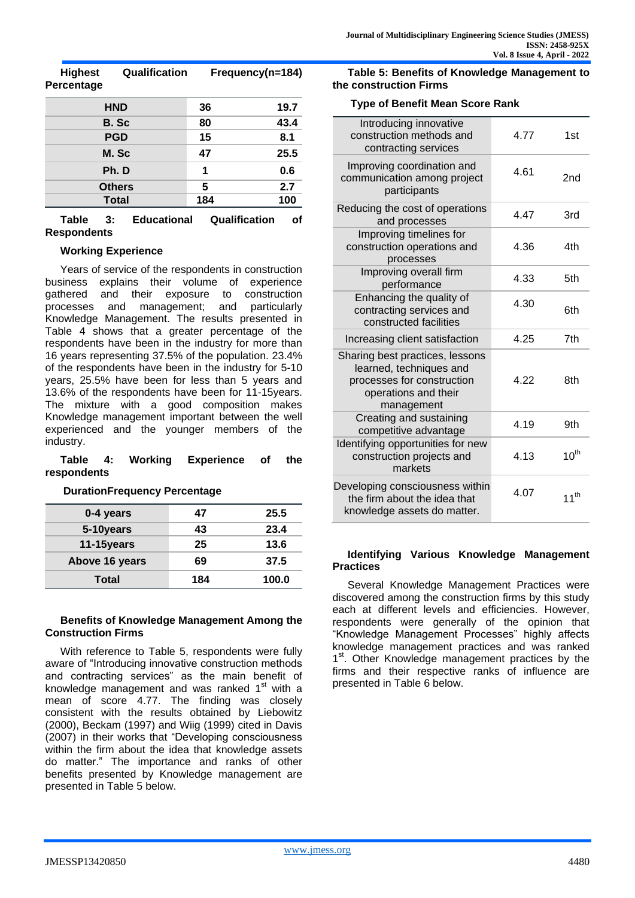| Highest Qualification | Frequency(n=184) | Percentage |
|---|---|---|
| HND | 36 | 19.7 |
| B. Sc | 80 | 43.4 |
| PGD | 15 | 8.1 |
| M. Sc | 47 | 25.5 |
| Ph. D | 1 | 0.6 |
| Others | 5 | 2.7 |
| Total | 184 | 100 |

**Table 3: Educational Qualification of Respondents**

### Working Experience

Years of service of the respondents in construction business explains their volume of experience gathered and their exposure to construction processes and management; and particularly Knowledge Management. The results presented in Table 4 shows that a greater percentage of the respondents have been in the industry for more than 16 years representing 37.5% of the population. 23.4% of the respondents have been in the industry for 5-10 years, 25.5% have been for less than 5 years and 13.6% of the respondents have been for 11-15years. The mixture with a good composition makes Knowledge management important between the well experienced and the younger members of the industry.

**Table 4: Working Experience of the respondents**

| Duration | Frequency | Percentage |
|---|---|---|
| 0-4 years | 47 | 25.5 |
| 5-10years | 43 | 23.4 |
| 11-15years | 25 | 13.6 |
| Above 16 years | 69 | 37.5 |
| Total | 184 | 100.0 |

### Benefits of Knowledge Management Among the Construction Firms

With reference to Table 5, respondents were fully aware of "Introducing innovative construction methods and contracting services" as the main benefit of knowledge management and was ranked 1st with a mean of score 4.77. The finding was closely consistent with the results obtained by Liebowitz (2000), Beckam (1997) and Wiig (1999) cited in Davis (2007) in their works that "Developing consciousness within the firm about the idea that knowledge assets do matter." The importance and ranks of other benefits presented by Knowledge management are presented in Table 5 below.

**Table 5: Benefits of Knowledge Management to the construction Firms**

| Type of Benefit | Mean Score | Rank |
|---|---|---|
| Introducing innovative construction methods and contracting services | 4.77 | 1st |
| Improving coordination and communication among project participants | 4.61 | 2nd |
| Reducing the cost of operations and processes | 4.47 | 3rd |
| Improving timelines for construction operations and processes | 4.36 | 4th |
| Improving overall firm performance | 4.33 | 5th |
| Enhancing the quality of contracting services and constructed facilities | 4.30 | 6th |
| Increasing client satisfaction | 4.25 | 7th |
| Sharing best practices, lessons learned, techniques and processes for construction operations and their management | 4.22 | 8th |
| Creating and sustaining competitive advantage | 4.19 | 9th |
| Identifying opportunities for new construction projects and markets | 4.13 | 10th |
| Developing consciousness within the firm about the idea that knowledge assets do matter. | 4.07 | 11th |

### Identifying Various Knowledge Management Practices

Several Knowledge Management Practices were discovered among the construction firms by this study each at different levels and efficiencies. However, respondents were generally of the opinion that "Knowledge Management Processes" highly affects knowledge management practices and was ranked 1st. Other Knowledge management practices by the firms and their respective ranks of influence are presented in Table 6 below.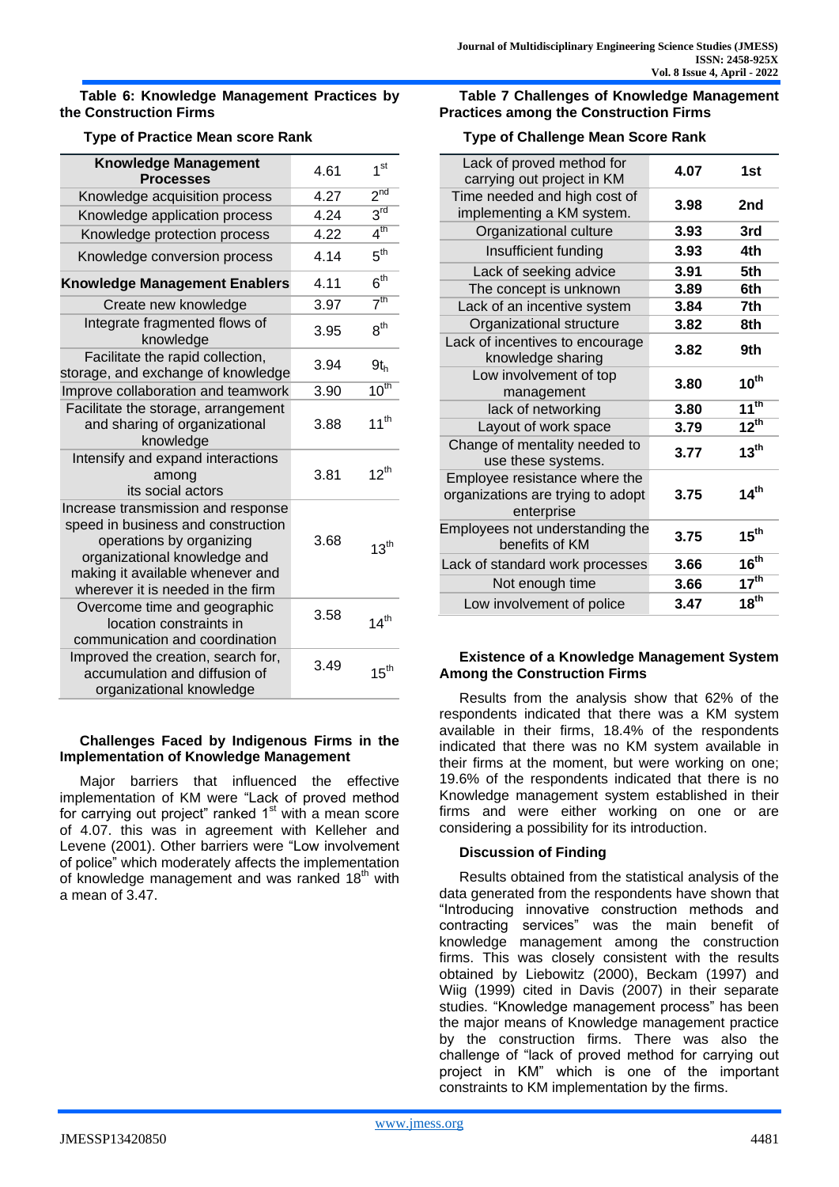**Table 6: Knowledge Management Practices by the Construction Firms**

**Type of Practice Mean score Rank**

| **Knowledge Management Processes** | 4.61 | 1st |
|---|---|---|
| Knowledge acquisition process | 4.27 | 2nd |
| Knowledge application process | 4.24 | 3rd |
| Knowledge protection process | 4.22 | 4th |
| Knowledge conversion process | 4.14 | 5th |
| **Knowledge Management Enablers** | 4.11 | 6th |
| Create new knowledge | 3.97 | 7th |
| Integrate fragmented flows of knowledge | 3.95 | 8th |
| Facilitate the rapid collection, storage, and exchange of knowledge | 3.94 | 9th |
| Improve collaboration and teamwork | 3.90 | 10th |
| Facilitate the storage, arrangement and sharing of organizational knowledge | 3.88 | 11th |
| Intensify and expand interactions among its social actors | 3.81 | 12th |
| Increase transmission and response speed in business and construction operations by organizing organizational knowledge and making it available whenever and wherever it is needed in the firm | 3.68 | 13th |
| Overcome time and geographic location constraints in communication and coordination | 3.58 | 14th |
| Improved the creation, search for, accumulation and diffusion of organizational knowledge | 3.49 | 15th |

### Challenges Faced by Indigenous Firms in the Implementation of Knowledge Management

Major barriers that influenced the effective implementation of KM were “Lack of proved method for carrying out project” ranked 1st with a mean score of 4.07. this was in agreement with Kelleher and Levene (2001). Other barriers were “Low involvement of police” which moderately affects the implementation of knowledge management and was ranked 18th with a mean of 3.47.

**Table 7 Challenges of Knowledge Management Practices among the Construction Firms**

**Type of Challenge Mean Score Rank**

| Lack of proved method for carrying out project in KM | **4.07** | **1st** |
|---|---|---|
| Time needed and high cost of implementing a KM system. | **3.98** | **2nd** |
| Organizational culture | **3.93** | **3rd** |
| Insufficient funding | **3.93** | **4th** |
| Lack of seeking advice | **3.91** | **5th** |
| The concept is unknown | **3.89** | **6th** |
| Lack of an incentive system | **3.84** | **7th** |
| Organizational structure | **3.82** | **8th** |
| Lack of incentives to encourage knowledge sharing | **3.82** | **9th** |
| Low involvement of top management | **3.80** | **10th** |
| lack of networking | **3.80** | **11th** |
| Layout of work space | **3.79** | **12th** |
| Change of mentality needed to use these systems. | **3.77** | **13th** |
| Employee resistance where the organizations are trying to adopt enterprise | **3.75** | **14th** |
| Employees not understanding the benefits of KM | **3.75** | **15th** |
| Lack of standard work processes | **3.66** | **16th** |
| Not enough time | **3.66** | **17th** |
| Low involvement of police | **3.47** | **18th** |

### Existence of a Knowledge Management System Among the Construction Firms

Results from the analysis show that 62% of the respondents indicated that there was a KM system available in their firms, 18.4% of the respondents indicated that there was no KM system available in their firms at the moment, but were working on one; 19.6% of the respondents indicated that there is no Knowledge management system established in their firms and were either working on one or are considering a possibility for its introduction.

### Discussion of Finding

Results obtained from the statistical analysis of the data generated from the respondents have shown that “Introducing innovative construction methods and contracting services” was the main benefit of knowledge management among the construction firms. This was closely consistent with the results obtained by Liebowitz (2000), Beckam (1997) and Wiig (1999) cited in Davis (2007) in their separate studies. “Knowledge management process” has been the major means of Knowledge management practice by the construction firms. There was also the challenge of “lack of proved method for carrying out project in KM” which is one of the important constraints to KM implementation by the firms.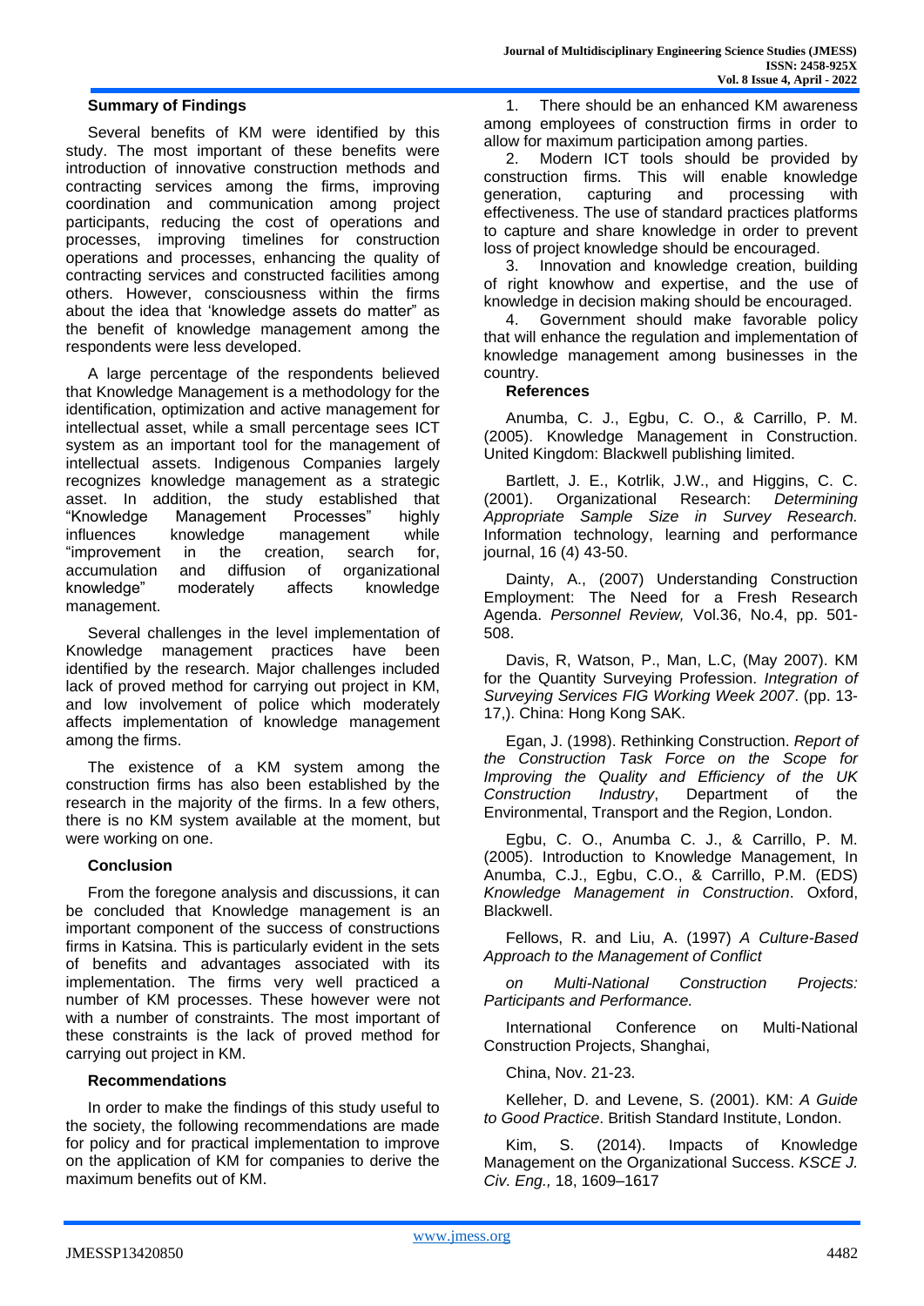### Summary of Findings

Several benefits of KM were identified by this study. The most important of these benefits were introduction of innovative construction methods and contracting services among the firms, improving coordination and communication among project participants, reducing the cost of operations and processes, improving timelines for construction operations and processes, enhancing the quality of contracting services and constructed facilities among others. However, consciousness within the firms about the idea that 'knowledge assets do matter" as the benefit of knowledge management among the respondents were less developed.

A large percentage of the respondents believed that Knowledge Management is a methodology for the identification, optimization and active management for intellectual asset, while a small percentage sees ICT system as an important tool for the management of intellectual assets. Indigenous Companies largely recognizes knowledge management as a strategic asset. In addition, the study established that "Knowledge Management Processes" highly influences knowledge management while "improvement in the creation, search for, accumulation and diffusion of organizational knowledge" moderately affects knowledge management.

Several challenges in the level implementation of Knowledge management practices have been identified by the research. Major challenges included lack of proved method for carrying out project in KM, and low involvement of police which moderately affects implementation of knowledge management among the firms.

The existence of a KM system among the construction firms has also been established by the research in the majority of the firms. In a few others, there is no KM system available at the moment, but were working on one.

### Conclusion

From the foregone analysis and discussions, it can be concluded that Knowledge management is an important component of the success of constructions firms in Katsina. This is particularly evident in the sets of benefits and advantages associated with its implementation. The firms very well practiced a number of KM processes. These however were not with a number of constraints. The most important of these constraints is the lack of proved method for carrying out project in KM.

### Recommendations

In order to make the findings of this study useful to the society, the following recommendations are made for policy and for practical implementation to improve on the application of KM for companies to derive the maximum benefits out of KM.

1. There should be an enhanced KM awareness among employees of construction firms in order to allow for maximum participation among parties.
2. Modern ICT tools should be provided by construction firms. This will enable knowledge generation, capturing and processing with effectiveness. The use of standard practices platforms to capture and share knowledge in order to prevent loss of project knowledge should be encouraged.
3. Innovation and knowledge creation, building of right knowhow and expertise, and the use of knowledge in decision making should be encouraged.
4. Government should make favorable policy that will enhance the regulation and implementation of knowledge management among businesses in the country.

### References

Anumba, C. J., Egbu, C. O., & Carrillo, P. M. (2005). Knowledge Management in Construction. United Kingdom: Blackwell publishing limited.

Bartlett, J. E., Kotrlik, J.W., and Higgins, C. C. (2001). Organizational Research: *Determining Appropriate Sample Size in Survey Research.* Information technology, learning and performance journal, 16 (4) 43-50.

Dainty, A., (2007) Understanding Construction Employment: The Need for a Fresh Research Agenda. *Personnel Review,* Vol.36, No.4, pp. 501-508.

Davis, R, Watson, P., Man, L.C, (May 2007). KM for the Quantity Surveying Profession. *Integration of Surveying Services FIG Working Week 2007*. (pp. 13-17,). China: Hong Kong SAK.

Egan, J. (1998). Rethinking Construction. *Report of the Construction Task Force on the Scope for Improving the Quality and Efficiency of the UK Construction Industry*, Department of the Environmental, Transport and the Region, London.

Egbu, C. O., Anumba C. J., & Carrillo, P. M. (2005). Introduction to Knowledge Management, In Anumba, C.J., Egbu, C.O., & Carrillo, P.M. (EDS) *Knowledge Management in Construction*. Oxford, Blackwell.

Fellows, R. and Liu, A. (1997) *A Culture-Based Approach to the Management of Conflict*

*on Multi-National Construction Projects: Participants and Performance.*

International Conference on Multi-National Construction Projects, Shanghai,

China, Nov. 21-23.

Kelleher, D. and Levene, S. (2001). KM: *A Guide to Good Practice*. British Standard Institute, London.

Kim, S. (2014). Impacts of Knowledge Management on the Organizational Success. *KSCE J. Civ. Eng.,* 18, 1609–1617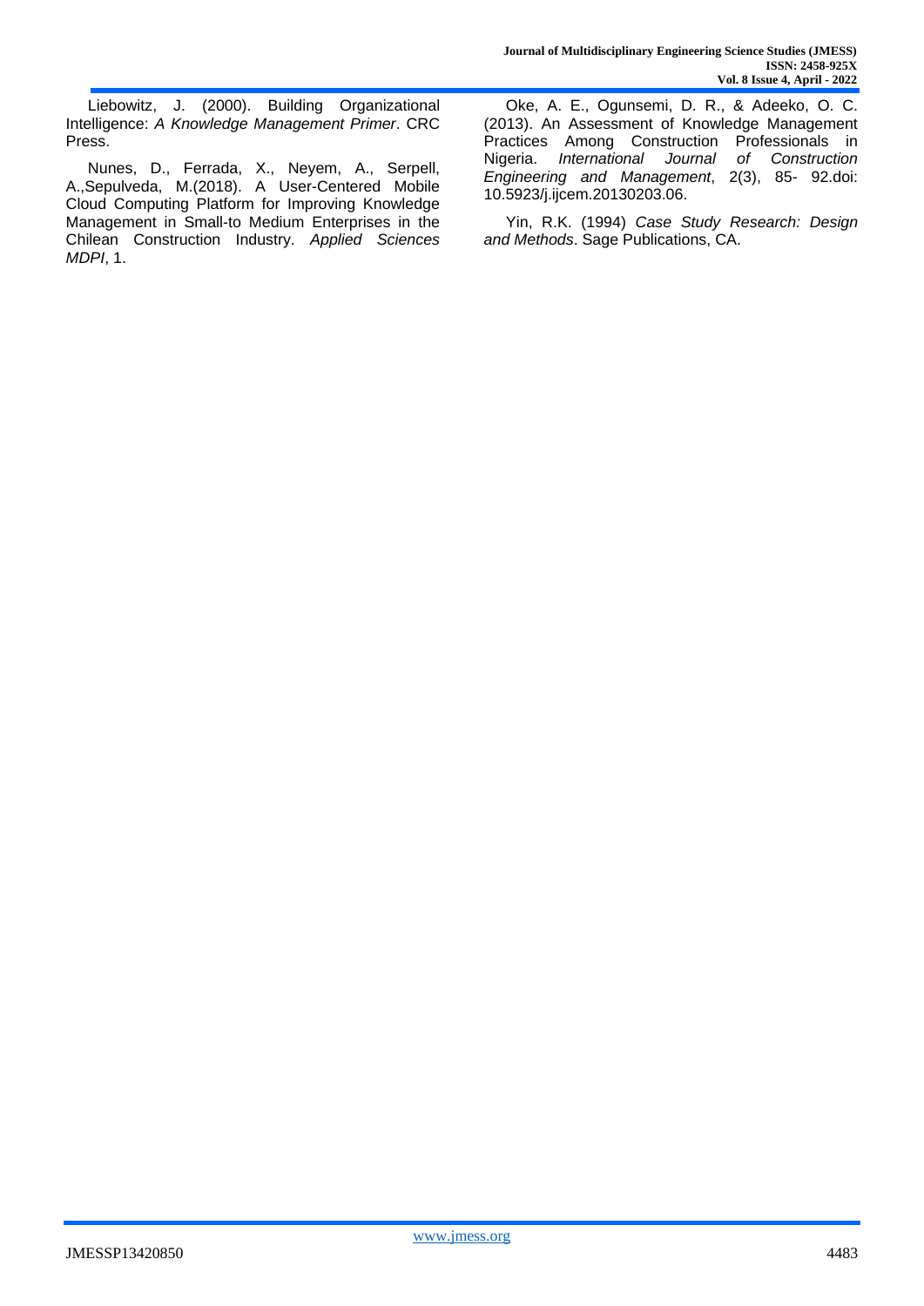Liebowitz, J. (2000). Building Organizational Intelligence: *A Knowledge Management Primer*. CRC Press.

Nunes, D., Ferrada, X., Neyem, A., Serpell, A.,Sepulveda, M.(2018). A User-Centered Mobile Cloud Computing Platform for Improving Knowledge Management in Small-to Medium Enterprises in the Chilean Construction Industry. *Applied Sciences MDPI*, 1.

Oke, A. E., Ogunsemi, D. R., & Adeeko, O. C. (2013). An Assessment of Knowledge Management Practices Among Construction Professionals in Nigeria. *International Journal of Construction Engineering and Management*, 2(3), 85- 92.doi: 10.5923/j.ijcem.20130203.06.

Yin, R.K. (1994) *Case Study Research: Design and Methods*. Sage Publications, CA.